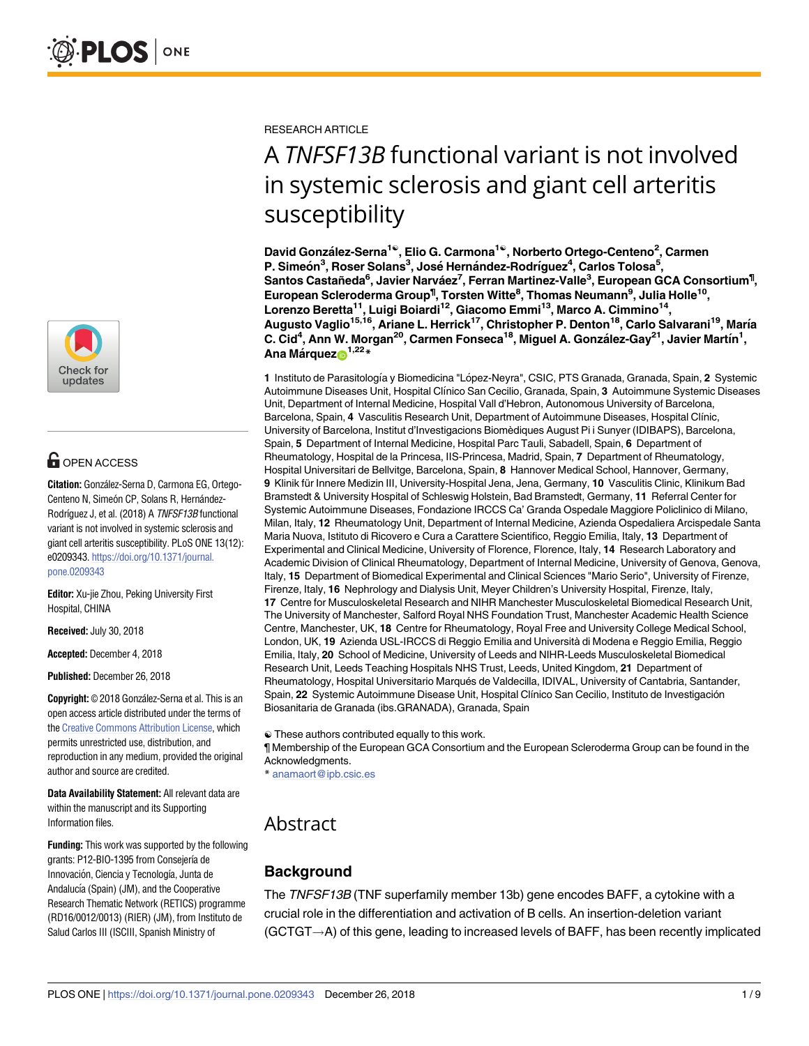RESEARCH ARTICLE

# A *TNFSF13B* functional variant is not involved in systemic sclerosis and giant cell arteritis susceptibility

**David González-Serna[1☯], Elio G. Carmona[1☯], Norberto Ortego-Centeno[2], Carmen P. Simeón[3], Roser Solans[3], José Hernández-Rodríguez[4], Carlos Tolosa[5], Santos Castañeda[6], Javier Narváez[7], Ferran Martinez-Valle[3], European GCA Consortium[¶], European Scleroderma Group[¶], Torsten Witte[8], Thomas Neumann[9], Julia Holle[10], Lorenzo Beretta[11], Luigi Boiardi[12], Giacomo Emmi[13], Marco A. Cimmino[14], Augusto Vaglio[15,16], Ariane L. Herrick[17], Christopher P. Denton[18], Carlo Salvarani[19], María C. Cid[4], Ann W. Morgan[20], Carmen Fonseca[18], Miguel A. González-Gay[21], Javier Martín[1], Ana Márquez[1,22]*\***

**1** Instituto de Parasitología y Biomedicina "López-Neyra", CSIC, PTS Granada, Granada, Spain, **2** Systemic Autoimmune Diseases Unit, Hospital Clínico San Cecilio, Granada, Spain, **3** Autoimmune Systemic Diseases Unit, Department of Internal Medicine, Hospital Vall d'Hebron, Autonomous University of Barcelona, Barcelona, Spain, **4** Vasculitis Research Unit, Department of Autoimmune Diseases, Hospital Clínic, University of Barcelona, Institut d'Investigacions Biomèdiques August Pi i Sunyer (IDIBAPS), Barcelona, Spain, **5** Department of Internal Medicine, Hospital Parc Tauli, Sabadell, Spain, **6** Department of Rheumatology, Hospital de la Princesa, IIS-Princesa, Madrid, Spain, **7** Department of Rheumatology, Hospital Universitari de Bellvitge, Barcelona, Spain, **8** Hannover Medical School, Hannover, Germany, **9** Klinik für Innere Medizin III, University-Hospital Jena, Jena, Germany, **10** Vasculitis Clinic, Klinikum Bad Bramstedt & University Hospital of Schleswig Holstein, Bad Bramstedt, Germany, **11** Referral Center for Systemic Autoimmune Diseases, Fondazione IRCCS Ca' Granda Ospedale Maggiore Policlinico di Milano, Milan, Italy, **12** Rheumatology Unit, Department of Internal Medicine, Azienda Ospedaliera Arcispedale Santa Maria Nuova, Istituto di Ricovero e Cura a Carattere Scientifico, Reggio Emilia, Italy, **13** Department of Experimental and Clinical Medicine, University of Florence, Florence, Italy, **14** Research Laboratory and Academic Division of Clinical Rheumatology, Department of Internal Medicine, University of Genova, Genova, Italy, **15** Department of Biomedical Experimental and Clinical Sciences "Mario Serio", University of Firenze, Firenze, Italy, **16** Nephrology and Dialysis Unit, Meyer Children's University Hospital, Firenze, Italy, **17** Centre for Musculoskeletal Research and NIHR Manchester Musculoskeletal Biomedical Research Unit, The University of Manchester, Salford Royal NHS Foundation Trust, Manchester Academic Health Science Centre, Manchester, UK, **18** Centre for Rheumatology, Royal Free and University College Medical School, London, UK, **19** Azienda USL-IRCCS di Reggio Emilia and Università di Modena e Reggio Emilia, Reggio Emilia, Italy, **20** School of Medicine, University of Leeds and NIHR-Leeds Musculoskeletal Biomedical Research Unit, Leeds Teaching Hospitals NHS Trust, Leeds, United Kingdom, **21** Department of Rheumatology, Hospital Universitario Marqués de Valdecilla, IDIVAL, University of Cantabria, Santander, Spain, **22** Systemic Autoimmune Disease Unit, Hospital Clínico San Cecilio, Instituto de Investigación Biosanitaria de Granada (ibs.GRANADA), Granada, Spain

☯ These authors contributed equally to this work.
¶ Membership of the European GCA Consortium and the European Scleroderma Group can be found in the Acknowledgments.
\* anamaort@ipb.csic.es

OPEN ACCESS

**Citation:** González-Serna D, Carmona EG, Ortego-Centeno N, Simeón CP, Solans R, Hernández-Rodríguez J, et al. (2018) A *TNFSF13B* functional variant is not involved in systemic sclerosis and giant cell arteritis susceptibility. PLoS ONE 13(12): e0209343. https://doi.org/10.1371/journal.pone.0209343

**Editor:** Xu-jie Zhou, Peking University First Hospital, CHINA

**Received:** July 30, 2018

**Accepted:** December 4, 2018

**Published:** December 26, 2018

**Copyright:** © 2018 González-Serna et al. This is an open access article distributed under the terms of the Creative Commons Attribution License, which permits unrestricted use, distribution, and reproduction in any medium, provided the original author and source are credited.

**Data Availability Statement:** All relevant data are within the manuscript and its Supporting Information files.

**Funding:** This work was supported by the following grants: P12-BIO-1395 from Consejería de Innovación, Ciencia y Tecnología, Junta de Andalucía (Spain) (JM), and the Cooperative Research Thematic Network (RETICS) programme (RD16/0012/0013) (RIER) (JM), from Instituto de Salud Carlos III (ISCIII, Spanish Ministry of

## Abstract

### Background

The *TNFSF13B* (TNF superfamily member 13b) gene encodes BAFF, a cytokine with a crucial role in the differentiation and activation of B cells. An insertion-deletion variant (GCTGT→A) of this gene, leading to increased levels of BAFF, has been recently implicated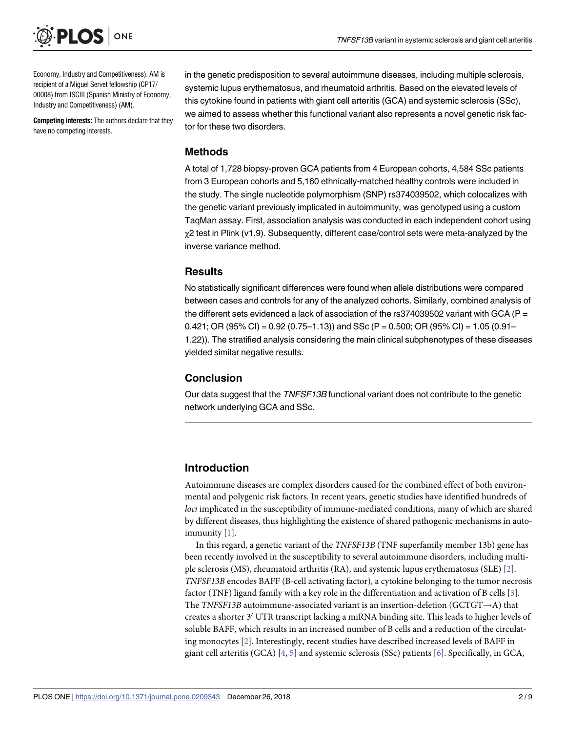Economy, Industry and Competitiveness). AM is recipient of a Miguel Servet fellowship (CP17/00008) from ISCIII (Spanish Ministry of Economy, Industry and Competitiveness) (AM).

**Competing interests:** The authors declare that they have no competing interests.

in the genetic predisposition to several autoimmune diseases, including multiple sclerosis, systemic lupus erythematosus, and rheumatoid arthritis. Based on the elevated levels of this cytokine found in patients with giant cell arteritis (GCA) and systemic sclerosis (SSc), we aimed to assess whether this functional variant also represents a novel genetic risk factor for these two disorders.

## Methods

A total of 1,728 biopsy-proven GCA patients from 4 European cohorts, 4,584 SSc patients from 3 European cohorts and 5,160 ethnically-matched healthy controls were included in the study. The single nucleotide polymorphism (SNP) rs374039502, which colocalizes with the genetic variant previously implicated in autoimmunity, was genotyped using a custom TaqMan assay. First, association analysis was conducted in each independent cohort using $\chi 2$ test in Plink (v1.9). Subsequently, different case/control sets were meta-analyzed by the inverse variance method.

## Results

No statistically significant differences were found when allele distributions were compared between cases and controls for any of the analyzed cohorts. Similarly, combined analysis of the different sets evidenced a lack of association of the rs374039502 variant with GCA ($P = 0.421$; OR (95% CI) = 0.92 (0.75–1.13)) and SSc ($P = 0.500$; OR (95% CI) = 1.05 (0.91–1.22)). The stratified analysis considering the main clinical subphenotypes of these diseases yielded similar negative results.

## Conclusion

Our data suggest that the *TNFSF13B* functional variant does not contribute to the genetic network underlying GCA and SSc.

## Introduction

Autoimmune diseases are complex disorders caused for the combined effect of both environmental and polygenic risk factors. In recent years, genetic studies have identified hundreds of *loci* implicated in the susceptibility of immune-mediated conditions, many of which are shared by different diseases, thus highlighting the existence of shared pathogenic mechanisms in autoimmunity [1].

In this regard, a genetic variant of the *TNFSF13B* (TNF superfamily member 13b) gene has been recently involved in the susceptibility to several autoimmune disorders, including multiple sclerosis (MS), rheumatoid arthritis (RA), and systemic lupus erythematosus (SLE) [2]. *TNFSF13B* encodes BAFF (B-cell activating factor), a cytokine belonging to the tumor necrosis factor (TNF) ligand family with a key role in the differentiation and activation of B cells [3]. The *TNFSF13B* autoimmune-associated variant is an insertion-deletion (GCTGT→A) that creates a shorter 3′ UTR transcript lacking a miRNA binding site. This leads to higher levels of soluble BAFF, which results in an increased number of B cells and a reduction of the circulating monocytes [2]. Interestingly, recent studies have described increased levels of BAFF in giant cell arteritis (GCA) [4, 5] and systemic sclerosis (SSc) patients [6]. Specifically, in GCA,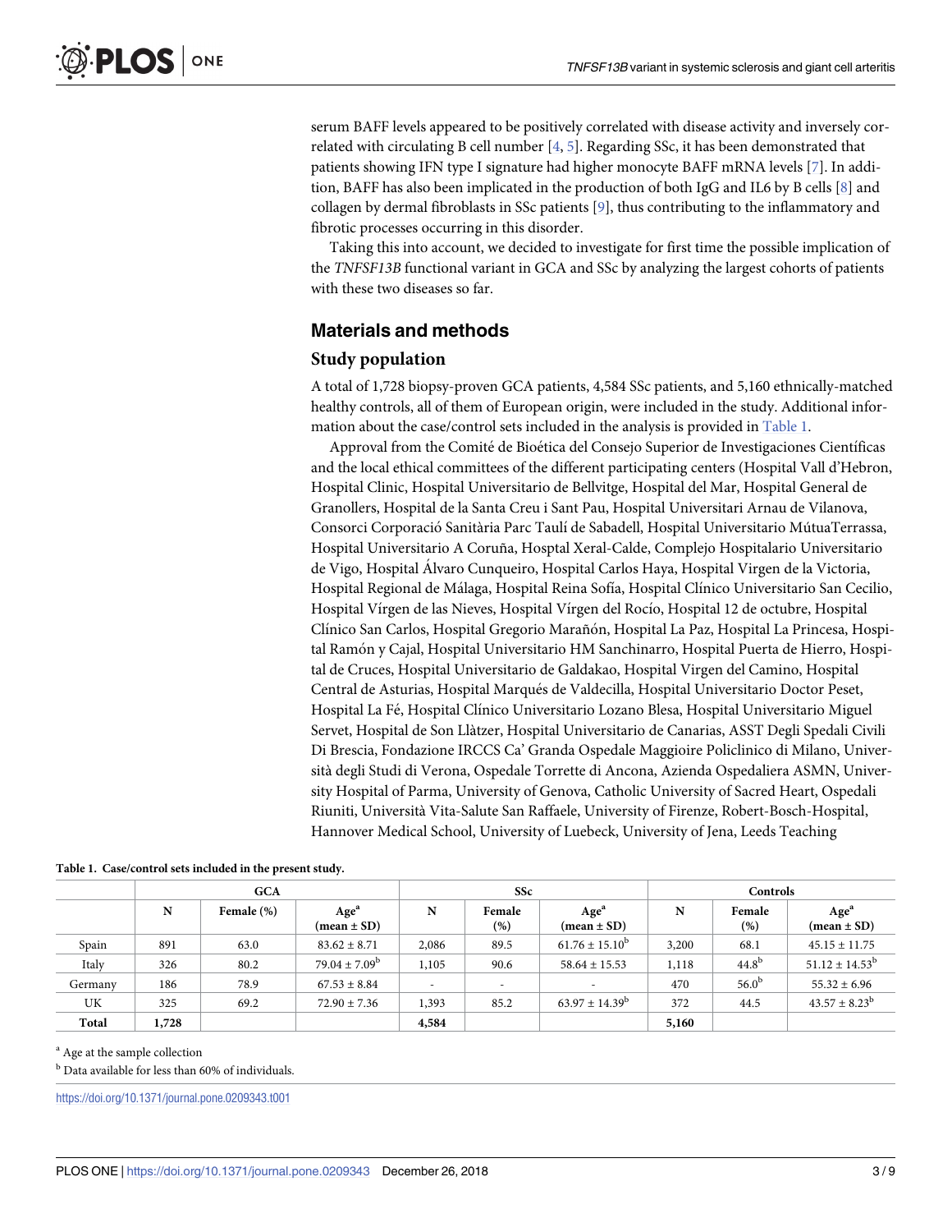serum BAFF levels appeared to be positively correlated with disease activity and inversely correlated with circulating B cell number [4, 5]. Regarding SSc, it has been demonstrated that patients showing IFN type I signature had higher monocyte BAFF mRNA levels [7]. In addition, BAFF has also been implicated in the production of both IgG and IL6 by B cells [8] and collagen by dermal fibroblasts in SSc patients [9], thus contributing to the inflammatory and fibrotic processes occurring in this disorder.

Taking this into account, we decided to investigate for first time the possible implication of the *TNFSF13B* functional variant in GCA and SSc by analyzing the largest cohorts of patients with these two diseases so far.

## Materials and methods

### Study population

A total of 1,728 biopsy-proven GCA patients, 4,584 SSc patients, and 5,160 ethnically-matched healthy controls, all of them of European origin, were included in the study. Additional information about the case/control sets included in the analysis is provided in Table 1.

Approval from the Comité de Bioética del Consejo Superior de Investigaciones Científicas and the local ethical committees of the different participating centers (Hospital Vall d'Hebron, Hospital Clinic, Hospital Universitario de Bellvitge, Hospital del Mar, Hospital General de Granollers, Hospital de la Santa Creu i Sant Pau, Hospital Universitari Arnau de Vilanova, Consorci Corporació Sanitària Parc Taulí de Sabadell, Hospital Universitario MútuaTerrassa, Hospital Universitario A Coruña, Hosptal Xeral-Calde, Complejo Hospitalario Universitario de Vigo, Hospital Álvaro Cunqueiro, Hospital Carlos Haya, Hospital Virgen de la Victoria, Hospital Regional de Málaga, Hospital Reina Sofía, Hospital Clínico Universitario San Cecilio, Hospital Vírgen de las Nieves, Hospital Vírgen del Rocío, Hospital 12 de octubre, Hospital Clínico San Carlos, Hospital Gregorio Marañón, Hospital La Paz, Hospital La Princesa, Hospital Ramón y Cajal, Hospital Universitario HM Sanchinarro, Hospital Puerta de Hierro, Hospital de Cruces, Hospital Universitario de Galdakao, Hospital Virgen del Camino, Hospital Central de Asturias, Hospital Marqués de Valdecilla, Hospital Universitario Doctor Peset, Hospital La Fé, Hospital Clínico Universitario Lozano Blesa, Hospital Universitario Miguel Servet, Hospital de Son Llàtzer, Hospital Universitario de Canarias, ASST Degli Spedali Civili Di Brescia, Fondazione IRCCS Ca' Granda Ospedale Maggioire Policlinico di Milano, Università degli Studi di Verona, Ospedale Torrette di Ancona, Azienda Ospedaliera ASMN, University Hospital of Parma, University of Genova, Catholic University of Sacred Heart, Ospedali Riuniti, Università Vita-Salute San Raffaele, University of Firenze, Robert-Bosch-Hospital, Hannover Medical School, University of Luebeck, University of Jena, Leeds Teaching

**Table 1. Case/control sets included in the present study.**

| | GCA | | | SSc | | | Controls | | |
|---|---|---|---|---|---|---|---|---|---|
| | N | Female (%) | Age[a] (mean ± SD) | N | Female (%) | Age[a] (mean ± SD) | N | Female (%) | Age[a] (mean ± SD) |
| Spain | 891 | 63.0 | 83.62 ± 8.71 | 2,086 | 89.5 | 61.76 ± 15.10[b] | 3,200 | 68.1 | 45.15 ± 11.75 |
| Italy | 326 | 80.2 | 79.04 ± 7.09[b] | 1,105 | 90.6 | 58.64 ± 15.53 | 1,118 | 44.8[b] | 51.12 ± 14.53[b] |
| Germany | 186 | 78.9 | 67.53 ± 8.84 | - | - | - | 470 | 56.0[b] | 55.32 ± 6.96 |
| UK | 325 | 69.2 | 72.90 ± 7.36 | 1,393 | 85.2 | 63.97 ± 14.39[b] | 372 | 44.5 | 43.57 ± 8.23[b] |
| **Total** | **1,728** | | | **4,584** | | | **5,160** | | |

[a] Age at the sample collection

[b] Data available for less than 60% of individuals.

https://doi.org/10.1371/journal.pone.0209343.t001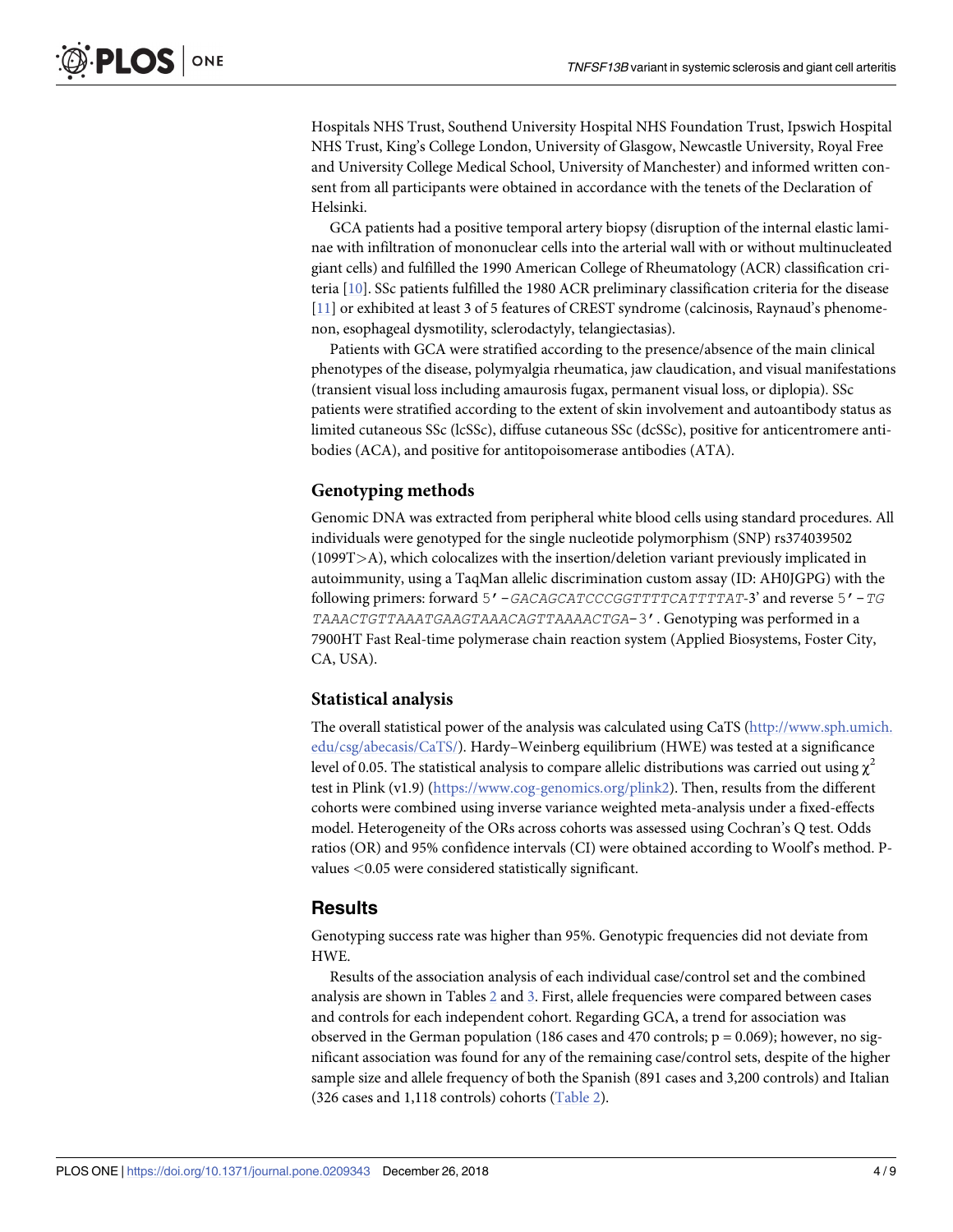Hospitals NHS Trust, Southend University Hospital NHS Foundation Trust, Ipswich Hospital NHS Trust, King's College London, University of Glasgow, Newcastle University, Royal Free and University College Medical School, University of Manchester) and informed written consent from all participants were obtained in accordance with the tenets of the Declaration of Helsinki.

GCA patients had a positive temporal artery biopsy (disruption of the internal elastic laminae with infiltration of mononuclear cells into the arterial wall with or without multinucleated giant cells) and fulfilled the 1990 American College of Rheumatology (ACR) classification criteria [10]. SSc patients fulfilled the 1980 ACR preliminary classification criteria for the disease [11] or exhibited at least 3 of 5 features of CREST syndrome (calcinosis, Raynaud's phenomenon, esophageal dysmotility, sclerodactyly, telangiectasias).

Patients with GCA were stratified according to the presence/absence of the main clinical phenotypes of the disease, polymyalgia rheumatica, jaw claudication, and visual manifestations (transient visual loss including amaurosis fugax, permanent visual loss, or diplopia). SSc patients were stratified according to the extent of skin involvement and autoantibody status as limited cutaneous SSc (lcSSc), diffuse cutaneous SSc (dcSSc), positive for anticentromere antibodies (ACA), and positive for antitopoisomerase antibodies (ATA).

## Genotyping methods

Genomic DNA was extracted from peripheral white blood cells using standard procedures. All individuals were genotyped for the single nucleotide polymorphism (SNP) rs374039502 (1099T>A), which colocalizes with the insertion/deletion variant previously implicated in autoimmunity, using a TaqMan allelic discrimination custom assay (ID: AH0JGPG) with the following primers: forward 5'-*GACAGCATCCCGGTTTTCATTTTAT*-3' and reverse 5'-*TGTAAACTGTTAAATGAAGTAAACAGTTAAAACTGA*-3'. Genotyping was performed in a 7900HT Fast Real-time polymerase chain reaction system (Applied Biosystems, Foster City, CA, USA).

## Statistical analysis

The overall statistical power of the analysis was calculated using CaTS (http://www.sph.umich.edu/csg/abecasis/CaTS/). Hardy–Weinberg equilibrium (HWE) was tested at a significance level of 0.05. The statistical analysis to compare allelic distributions was carried out using $\chi^2$ test in Plink (v1.9) (https://www.cog-genomics.org/plink2). Then, results from the different cohorts were combined using inverse variance weighted meta-analysis under a fixed-effects model. Heterogeneity of the ORs across cohorts was assessed using Cochran's Q test. Odds ratios (OR) and 95% confidence intervals (CI) were obtained according to Woolf's method. P-values <0.05 were considered statistically significant.

# Results

Genotyping success rate was higher than 95%. Genotypic frequencies did not deviate from HWE.

Results of the association analysis of each individual case/control set and the combined analysis are shown in Tables 2 and 3. First, allele frequencies were compared between cases and controls for each independent cohort. Regarding GCA, a trend for association was observed in the German population (186 cases and 470 controls; p = 0.069); however, no significant association was found for any of the remaining case/control sets, despite of the higher sample size and allele frequency of both the Spanish (891 cases and 3,200 controls) and Italian (326 cases and 1,118 controls) cohorts (Table 2).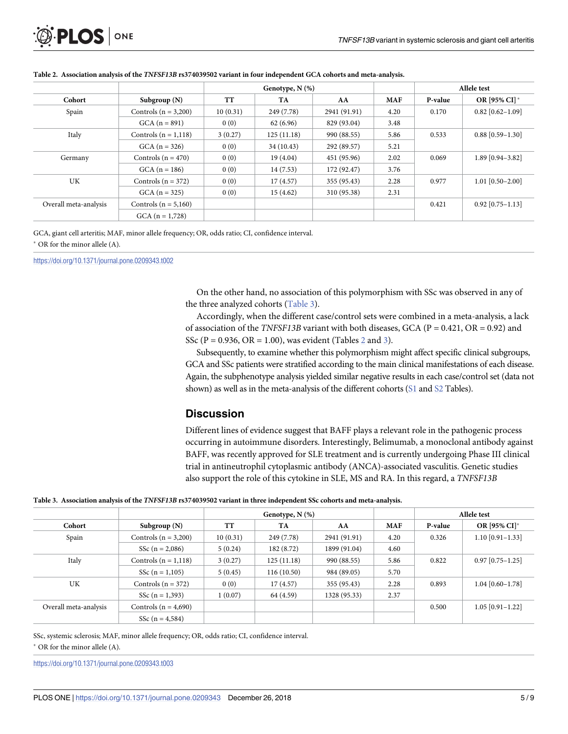**Table 2. Association analysis of the *TNFSF13B* rs374039502 variant in four independent GCA cohorts and meta-analysis.**

| Cohort | Subgroup (N) | Genotype, N (%) | | | MAF | Allele test | |
|---|---|---|---|---|---|---|---|
| | | TT | TA | AA | | P-value | OR [95% CI]* |
| Spain | Controls (n = 3,200) | 10 (0.31) | 249 (7.78) | 2941 (91.91) | 4.20 | 0.170 | 0.82 [0.62–1.09] |
| | GCA (n = 891) | 0 (0) | 62 (6.96) | 829 (93.04) | 3.48 | | |
| Italy | Controls (n = 1,118) | 3 (0.27) | 125 (11.18) | 990 (88.55) | 5.86 | 0.533 | 0.88 [0.59–1.30] |
| | GCA (n = 326) | 0 (0) | 34 (10.43) | 292 (89.57) | 5.21 | | |
| Germany | Controls (n = 470) | 0 (0) | 19 (4.04) | 451 (95.96) | 2.02 | 0.069 | 1.89 [0.94–3.82] |
| | GCA (n = 186) | 0 (0) | 14 (7.53) | 172 (92.47) | 3.76 | | |
| UK | Controls (n = 372) | 0 (0) | 17 (4.57) | 355 (95.43) | 2.28 | 0.977 | 1.01 [0.50–2.00] |
| | GCA (n = 325) | 0 (0) | 15 (4.62) | 310 (95.38) | 2.31 | | |
| Overall meta-analysis | Controls (n = 5,160) | | | | | 0.421 | 0.92 [0.75–1.13] |
| | GCA (n = 1,728) | | | | | | |

GCA, giant cell arteritis; MAF, minor allele frequency; OR, odds ratio; CI, confidence interval.

* OR for the minor allele (A).

https://doi.org/10.1371/journal.pone.0209343.t002

On the other hand, no association of this polymorphism with SSc was observed in any of the three analyzed cohorts (Table 3).

Accordingly, when the different case/control sets were combined in a meta-analysis, a lack of association of the *TNFSF13B* variant with both diseases, GCA (P = 0.421, OR = 0.92) and SSc (P = 0.936, OR = 1.00), was evident (Tables 2 and 3).

Subsequently, to examine whether this polymorphism might affect specific clinical subgroups, GCA and SSc patients were stratified according to the main clinical manifestations of each disease. Again, the subphenotype analysis yielded similar negative results in each case/control set (data not shown) as well as in the meta-analysis of the different cohorts (S1 and S2 Tables).

## Discussion

Different lines of evidence suggest that BAFF plays a relevant role in the pathogenic process occurring in autoimmune disorders. Interestingly, Belimumab, a monoclonal antibody against BAFF, was recently approved for SLE treatment and is currently undergoing Phase III clinical trial in antineutrophil cytoplasmic antibody (ANCA)-associated vasculitis. Genetic studies also support the role of this cytokine in SLE, MS and RA. In this regard, a *TNFSF13B*

**Table 3. Association analysis of the *TNFSF13B* rs374039502 variant in three independent SSc cohorts and meta-analysis.**

| Cohort | Subgroup (N) | Genotype, N (%) | | | MAF | Allele test | |
|---|---|---|---|---|---|---|---|
| | | TT | TA | AA | | P-value | OR [95% CI]* |
| Spain | Controls (n = 3,200) | 10 (0.31) | 249 (7.78) | 2941 (91.91) | 4.20 | 0.326 | 1.10 [0.91–1.33] |
| | SSc (n = 2,086) | 5 (0.24) | 182 (8.72) | 1899 (91.04) | 4.60 | | |
| Italy | Controls (n = 1,118) | 3 (0.27) | 125 (11.18) | 990 (88.55) | 5.86 | 0.822 | 0.97 [0.75–1.25] |
| | SSc (n = 1,105) | 5 (0.45) | 116 (10.50) | 984 (89.05) | 5.70 | | |
| UK | Controls (n = 372) | 0 (0) | 17 (4.57) | 355 (95.43) | 2.28 | 0.893 | 1.04 [0.60–1.78] |
| | SSc (n = 1,393) | 1 (0.07) | 64 (4.59) | 1328 (95.33) | 2.37 | | |
| Overall meta-analysis | Controls (n = 4,690) | | | | | 0.500 | 1.05 [0.91–1.22] |
| | SSc (n = 4,584) | | | | | | |

SSc, systemic sclerosis; MAF, minor allele frequency; OR, odds ratio; CI, confidence interval.

* OR for the minor allele (A).

https://doi.org/10.1371/journal.pone.0209343.t003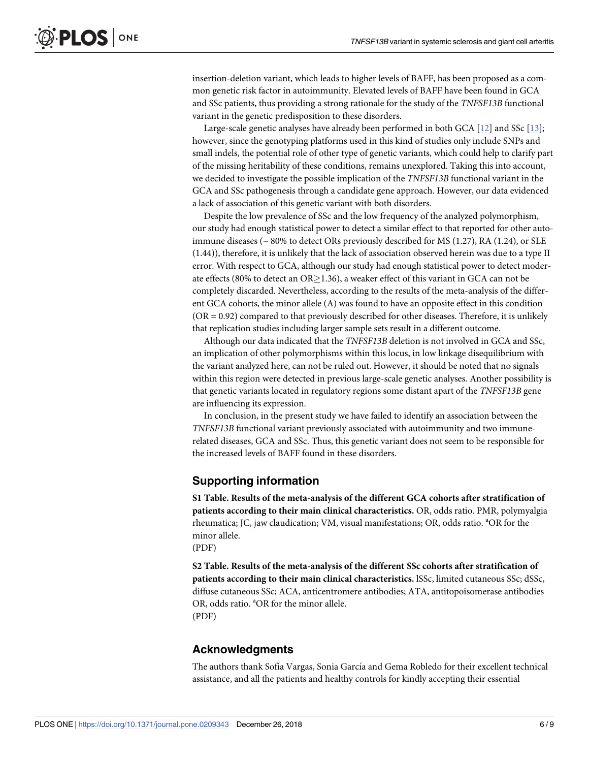insertion-deletion variant, which leads to higher levels of BAFF, has been proposed as a common genetic risk factor in autoimmunity. Elevated levels of BAFF have been found in GCA and SSc patients, thus providing a strong rationale for the study of the *TNFSF13B* functional variant in the genetic predisposition to these disorders.

Large-scale genetic analyses have already been performed in both GCA [12] and SSc [13]; however, since the genotyping platforms used in this kind of studies only include SNPs and small indels, the potential role of other type of genetic variants, which could help to clarify part of the missing heritability of these conditions, remains unexplored. Taking this into account, we decided to investigate the possible implication of the *TNFSF13B* functional variant in the GCA and SSc pathogenesis through a candidate gene approach. However, our data evidenced a lack of association of this genetic variant with both disorders.

Despite the low prevalence of SSc and the low frequency of the analyzed polymorphism, our study had enough statistical power to detect a similar effect to that reported for other autoimmune diseases (~ 80% to detect ORs previously described for MS (1.27), RA (1.24), or SLE (1.44)), therefore, it is unlikely that the lack of association observed herein was due to a type II error. With respect to GCA, although our study had enough statistical power to detect moderate effects (80% to detect an OR$\geq$1.36), a weaker effect of this variant in GCA can not be completely discarded. Nevertheless, according to the results of the meta-analysis of the different GCA cohorts, the minor allele (A) was found to have an opposite effect in this condition (OR = 0.92) compared to that previously described for other diseases. Therefore, it is unlikely that replication studies including larger sample sets result in a different outcome.

Although our data indicated that the *TNFSF13B* deletion is not involved in GCA and SSc, an implication of other polymorphisms within this locus, in low linkage disequilibrium with the variant analyzed here, can not be ruled out. However, it should be noted that no signals within this region were detected in previous large-scale genetic analyses. Another possibility is that genetic variants located in regulatory regions some distant apart of the *TNFSF13B* gene are influencing its expression.

In conclusion, in the present study we have failed to identify an association between the *TNFSF13B* functional variant previously associated with autoimmunity and two immune-related diseases, GCA and SSc. Thus, this genetic variant does not seem to be responsible for the increased levels of BAFF found in these disorders.

## Supporting information

**S1 Table. Results of the meta-analysis of the different GCA cohorts after stratification of patients according to their main clinical characteristics.** OR, odds ratio. PMR, polymyalgia rheumatica; JC, jaw claudication; VM, visual manifestations; OR, odds ratio. [a]OR for the minor allele.
(PDF)

**S2 Table. Results of the meta-analysis of the different SSc cohorts after stratification of patients according to their main clinical characteristics.** lSSc, limited cutaneous SSc; dSSc, diffuse cutaneous SSc; ACA, anticentromere antibodies; ATA, antitopoisomerase antibodies OR, odds ratio. [a]OR for the minor allele.
(PDF)

## Acknowledgments

The authors thank Sofía Vargas, Sonia García and Gema Robledo for their excellent technical assistance, and all the patients and healthy controls for kindly accepting their essential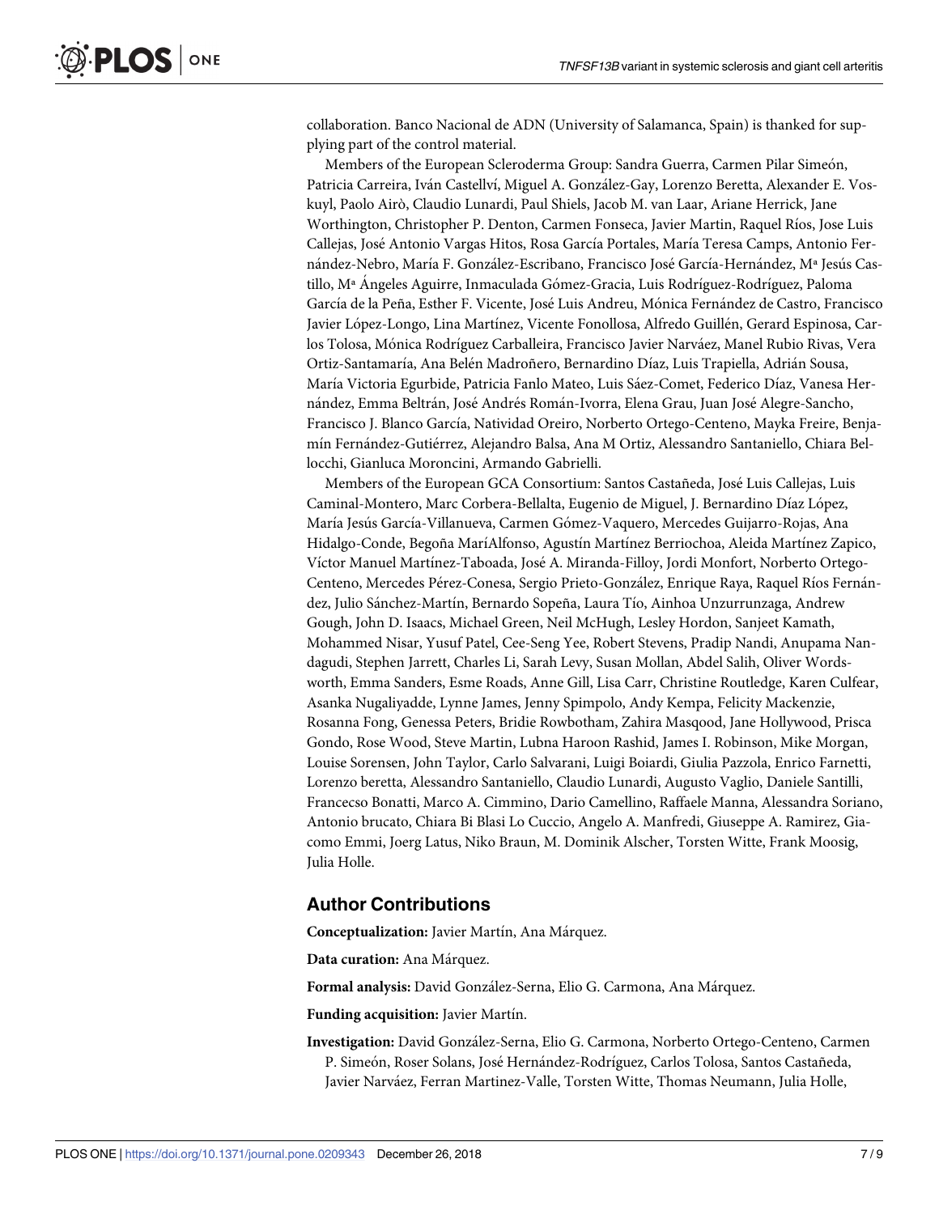collaboration. Banco Nacional de ADN (University of Salamanca, Spain) is thanked for supplying part of the control material.

Members of the European Scleroderma Group: Sandra Guerra, Carmen Pilar Simeón, Patricia Carreira, Iván Castellví, Miguel A. González-Gay, Lorenzo Beretta, Alexander E. Voskuyl, Paolo Airò, Claudio Lunardi, Paul Shiels, Jacob M. van Laar, Ariane Herrick, Jane Worthington, Christopher P. Denton, Carmen Fonseca, Javier Martin, Raquel Ríos, Jose Luis Callejas, José Antonio Vargas Hitos, Rosa García Portales, María Teresa Camps, Antonio Fernández-Nebro, María F. González-Escribano, Francisco José García-Hernández, Mª Jesús Castillo, Mª Ángeles Aguirre, Inmaculada Gómez-Gracia, Luis Rodríguez-Rodríguez, Paloma García de la Peña, Esther F. Vicente, José Luis Andreu, Mónica Fernández de Castro, Francisco Javier López-Longo, Lina Martínez, Vicente Fonollosa, Alfredo Guillén, Gerard Espinosa, Carlos Tolosa, Mónica Rodríguez Carballeira, Francisco Javier Narváez, Manel Rubio Rivas, Vera Ortiz-Santamaría, Ana Belén Madroñero, Bernardino Díaz, Luis Trapiella, Adrián Sousa, María Victoria Egurbide, Patricia Fanlo Mateo, Luis Sáez-Comet, Federico Díaz, Vanesa Hernández, Emma Beltrán, José Andrés Román-Ivorra, Elena Grau, Juan José Alegre-Sancho, Francisco J. Blanco García, Natividad Oreiro, Norberto Ortego-Centeno, Mayka Freire, Benjamín Fernández-Gutiérrez, Alejandro Balsa, Ana M Ortiz, Alessandro Santaniello, Chiara Bellocchi, Gianluca Moroncini, Armando Gabrielli.

Members of the European GCA Consortium: Santos Castañeda, José Luis Callejas, Luis Caminal-Montero, Marc Corbera-Bellalta, Eugenio de Miguel, J. Bernardino Díaz López, María Jesús García-Villanueva, Carmen Gómez-Vaquero, Mercedes Guijarro-Rojas, Ana Hidalgo-Conde, Begoña MaríAlfonso, Agustín Martínez Berriochoa, Aleida Martínez Zapico, Víctor Manuel Martínez-Taboada, José A. Miranda-Filloy, Jordi Monfort, Norberto Ortego-Centeno, Mercedes Pérez-Conesa, Sergio Prieto-González, Enrique Raya, Raquel Ríos Fernández, Julio Sánchez-Martín, Bernardo Sopeña, Laura Tío, Ainhoa Unzurrunzaga, Andrew Gough, John D. Isaacs, Michael Green, Neil McHugh, Lesley Hordon, Sanjeet Kamath, Mohammed Nisar, Yusuf Patel, Cee-Seng Yee, Robert Stevens, Pradip Nandi, Anupama Nandagudi, Stephen Jarrett, Charles Li, Sarah Levy, Susan Mollan, Abdel Salih, Oliver Wordsworth, Emma Sanders, Esme Roads, Anne Gill, Lisa Carr, Christine Routledge, Karen Culfear, Asanka Nugaliyadde, Lynne James, Jenny Spimpolo, Andy Kempa, Felicity Mackenzie, Rosanna Fong, Genessa Peters, Bridie Rowbotham, Zahira Masqood, Jane Hollywood, Prisca Gondo, Rose Wood, Steve Martin, Lubna Haroon Rashid, James I. Robinson, Mike Morgan, Louise Sorensen, John Taylor, Carlo Salvarani, Luigi Boiardi, Giulia Pazzola, Enrico Farnetti, Lorenzo beretta, Alessandro Santaniello, Claudio Lunardi, Augusto Vaglio, Daniele Santilli, Francecso Bonatti, Marco A. Cimmino, Dario Camellino, Raffaele Manna, Alessandra Soriano, Antonio brucato, Chiara Bi Blasi Lo Cuccio, Angelo A. Manfredi, Giuseppe A. Ramirez, Giacomo Emmi, Joerg Latus, Niko Braun, M. Dominik Alscher, Torsten Witte, Frank Moosig, Julia Holle.

## Author Contributions

**Conceptualization:** Javier Martín, Ana Márquez.

**Data curation:** Ana Márquez.

**Formal analysis:** David González-Serna, Elio G. Carmona, Ana Márquez.

**Funding acquisition:** Javier Martín.

**Investigation:** David González-Serna, Elio G. Carmona, Norberto Ortego-Centeno, Carmen P. Simeón, Roser Solans, José Hernández-Rodríguez, Carlos Tolosa, Santos Castañeda, Javier Narváez, Ferran Martinez-Valle, Torsten Witte, Thomas Neumann, Julia Holle,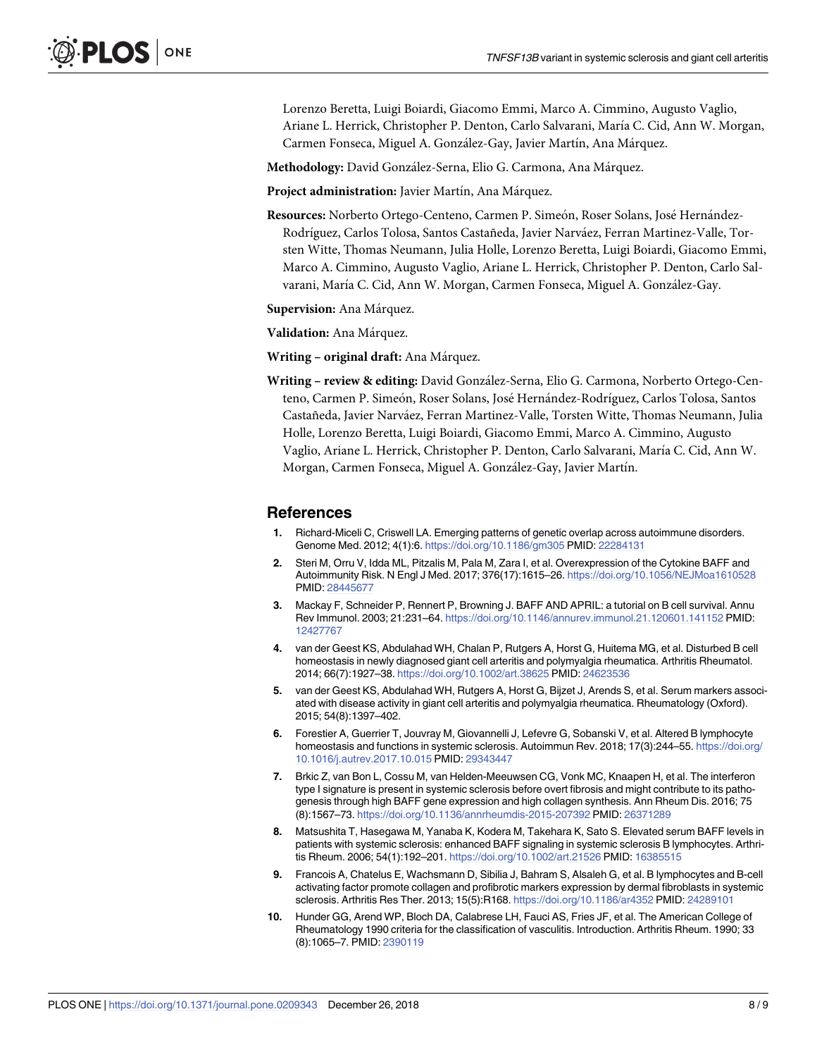Lorenzo Beretta, Luigi Boiardi, Giacomo Emmi, Marco A. Cimmino, Augusto Vaglio, Ariane L. Herrick, Christopher P. Denton, Carlo Salvarani, María C. Cid, Ann W. Morgan, Carmen Fonseca, Miguel A. González-Gay, Javier Martín, Ana Márquez.

**Methodology:** David González-Serna, Elio G. Carmona, Ana Márquez.

**Project administration:** Javier Martín, Ana Márquez.

**Resources:** Norberto Ortego-Centeno, Carmen P. Simeón, Roser Solans, José Hernández-Rodríguez, Carlos Tolosa, Santos Castañeda, Javier Narváez, Ferran Martinez-Valle, Torsten Witte, Thomas Neumann, Julia Holle, Lorenzo Beretta, Luigi Boiardi, Giacomo Emmi, Marco A. Cimmino, Augusto Vaglio, Ariane L. Herrick, Christopher P. Denton, Carlo Salvarani, María C. Cid, Ann W. Morgan, Carmen Fonseca, Miguel A. González-Gay.

**Supervision:** Ana Márquez.

**Validation:** Ana Márquez.

**Writing – original draft:** Ana Márquez.

**Writing – review & editing:** David González-Serna, Elio G. Carmona, Norberto Ortego-Centeno, Carmen P. Simeón, Roser Solans, José Hernández-Rodríguez, Carlos Tolosa, Santos Castañeda, Javier Narváez, Ferran Martinez-Valle, Torsten Witte, Thomas Neumann, Julia Holle, Lorenzo Beretta, Luigi Boiardi, Giacomo Emmi, Marco A. Cimmino, Augusto Vaglio, Ariane L. Herrick, Christopher P. Denton, Carlo Salvarani, María C. Cid, Ann W. Morgan, Carmen Fonseca, Miguel A. González-Gay, Javier Martín.

## References

1. Richard-Miceli C, Criswell LA. Emerging patterns of genetic overlap across autoimmune disorders. Genome Med. 2012; 4(1):6. https://doi.org/10.1186/gm305 PMID: 22284131
2. Steri M, Orru V, Idda ML, Pitzalis M, Pala M, Zara I, et al. Overexpression of the Cytokine BAFF and Autoimmunity Risk. N Engl J Med. 2017; 376(17):1615–26. https://doi.org/10.1056/NEJMoa1610528 PMID: 28445677
3. Mackay F, Schneider P, Rennert P, Browning J. BAFF AND APRIL: a tutorial on B cell survival. Annu Rev Immunol. 2003; 21:231–64. https://doi.org/10.1146/annurev.immunol.21.120601.141152 PMID: 12427767
4. van der Geest KS, Abdulahad WH, Chalan P, Rutgers A, Horst G, Huitema MG, et al. Disturbed B cell homeostasis in newly diagnosed giant cell arteritis and polymyalgia rheumatica. Arthritis Rheumatol. 2014; 66(7):1927–38. https://doi.org/10.1002/art.38625 PMID: 24623536
5. van der Geest KS, Abdulahad WH, Rutgers A, Horst G, Bijzet J, Arends S, et al. Serum markers associated with disease activity in giant cell arteritis and polymyalgia rheumatica. Rheumatology (Oxford). 2015; 54(8):1397–402.
6. Forestier A, Guerrier T, Jouvray M, Giovannelli J, Lefevre G, Sobanski V, et al. Altered B lymphocyte homeostasis and functions in systemic sclerosis. Autoimmun Rev. 2018; 17(3):244–55. https://doi.org/10.1016/j.autrev.2017.10.015 PMID: 29343447
7. Brkic Z, van Bon L, Cossu M, van Helden-Meeuwsen CG, Vonk MC, Knaapen H, et al. The interferon type I signature is present in systemic sclerosis before overt fibrosis and might contribute to its pathogenesis through high BAFF gene expression and high collagen synthesis. Ann Rheum Dis. 2016; 75 (8):1567–73. https://doi.org/10.1136/annrheumdis-2015-207392 PMID: 26371289
8. Matsushita T, Hasegawa M, Yanaba K, Kodera M, Takehara K, Sato S. Elevated serum BAFF levels in patients with systemic sclerosis: enhanced BAFF signaling in systemic sclerosis B lymphocytes. Arthritis Rheum. 2006; 54(1):192–201. https://doi.org/10.1002/art.21526 PMID: 16385515
9. Francois A, Chatelus E, Wachsmann D, Sibilia J, Bahram S, Alsaleh G, et al. B lymphocytes and B-cell activating factor promote collagen and profibrotic markers expression by dermal fibroblasts in systemic sclerosis. Arthritis Res Ther. 2013; 15(5):R168. https://doi.org/10.1186/ar4352 PMID: 24289101
10. Hunder GG, Arend WP, Bloch DA, Calabrese LH, Fauci AS, Fries JF, et al. The American College of Rheumatology 1990 criteria for the classification of vasculitis. Introduction. Arthritis Rheum. 1990; 33 (8):1065–7. PMID: 2390119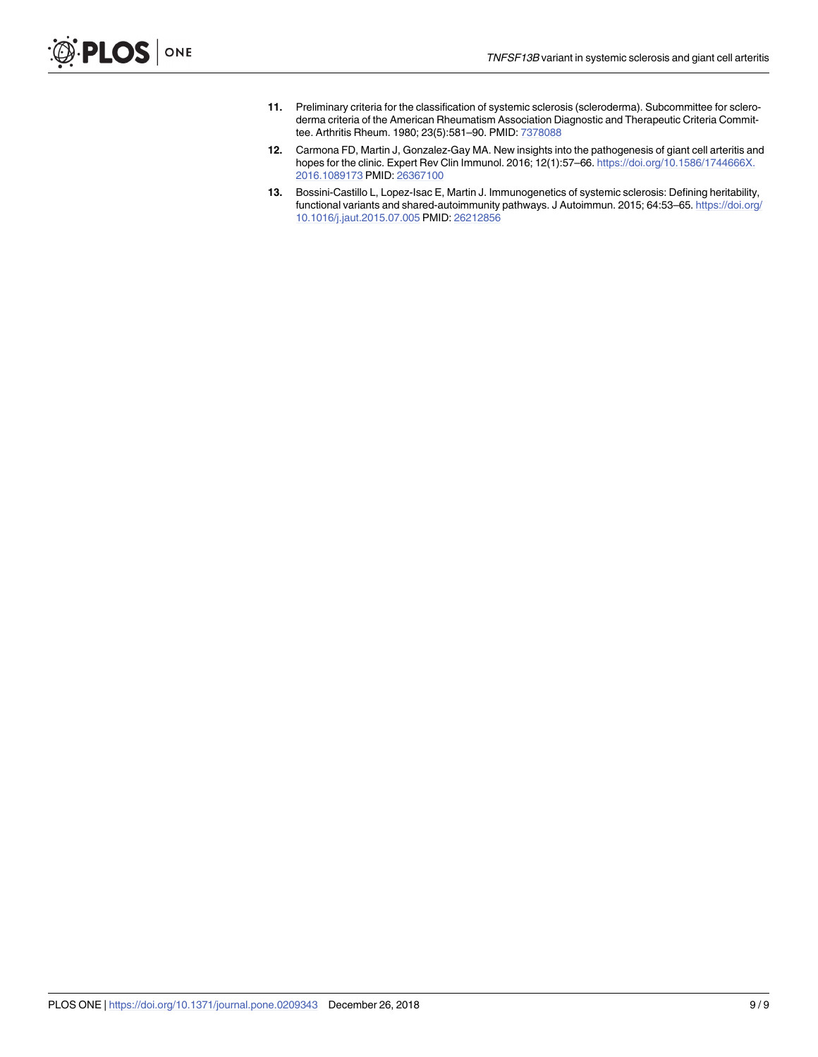11. Preliminary criteria for the classification of systemic sclerosis (scleroderma). Subcommittee for scleroderma criteria of the American Rheumatism Association Diagnostic and Therapeutic Criteria Committee. Arthritis Rheum. 1980; 23(5):581–90. PMID: 7378088

12. Carmona FD, Martin J, Gonzalez-Gay MA. New insights into the pathogenesis of giant cell arteritis and hopes for the clinic. Expert Rev Clin Immunol. 2016; 12(1):57–66. https://doi.org/10.1586/1744666X.2016.1089173 PMID: 26367100

13. Bossini-Castillo L, Lopez-Isac E, Martin J. Immunogenetics of systemic sclerosis: Defining heritability, functional variants and shared-autoimmunity pathways. J Autoimmun. 2015; 64:53–65. https://doi.org/10.1016/j.jaut.2015.07.005 PMID: 26212856